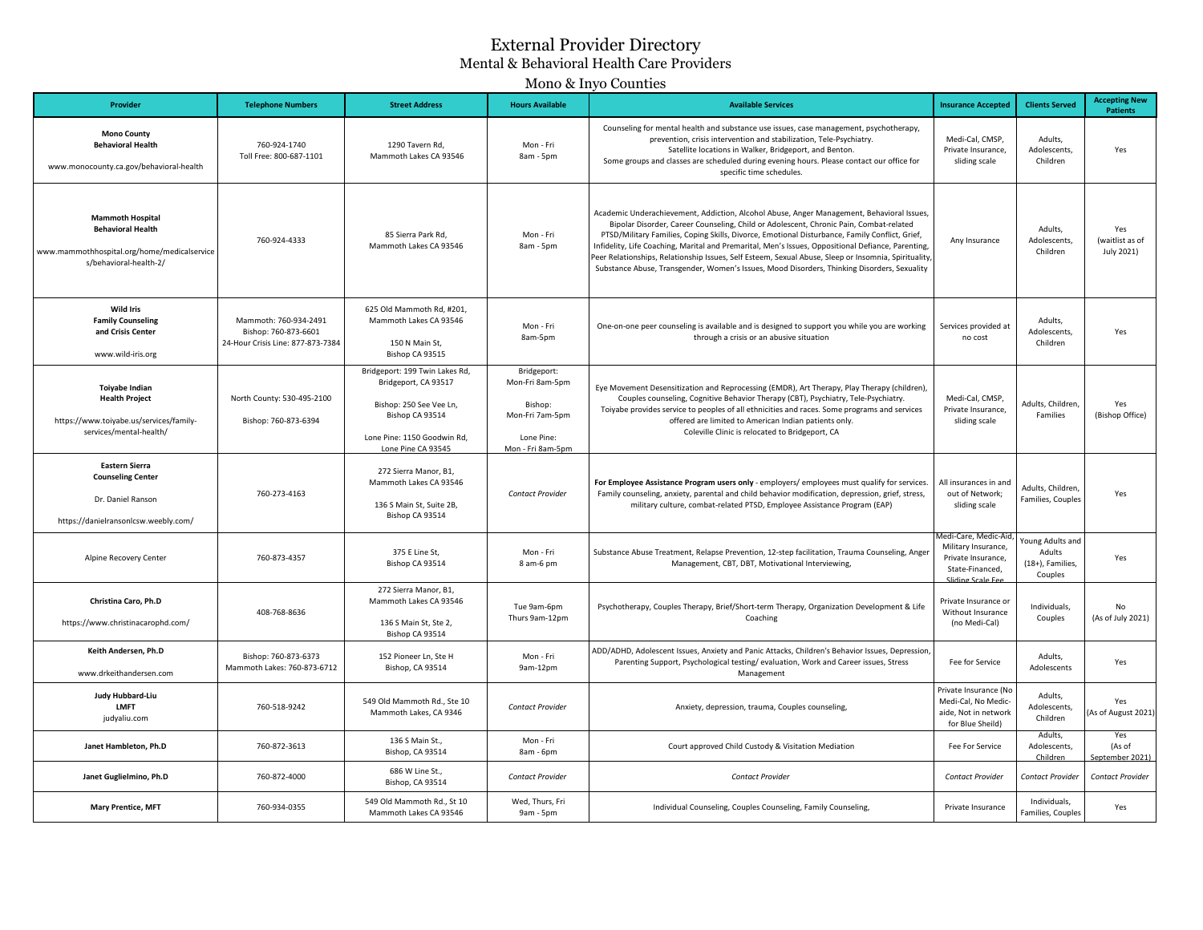# External Provider Directory

## Mental & Behavioral Health Care Providers

### Mono & Inyo Counties

| Provider | Telephone Numbers | Street Address | Hours Available | Available Services | Insurance Accepted | Clients Served | Accepting New Patients |
|---|---|---|---|---|---|---|---|
| **Mono County Behavioral Health** www.monocounty.ca.gov/behavioral-health | 760-924-1740 Toll Free: 800-687-1101 | 1290 Tavern Rd, Mammoth Lakes CA 93546 | Mon - Fri 8am - 5pm | Counseling for mental health and substance use issues, case management, psychotherapy, prevention, crisis intervention and stabilization, Tele-Psychiatry. Satellite locations in Walker, Bridgeport, and Benton. Some groups and classes are scheduled during evening hours. Please contact our office for specific time schedules. | Medi-Cal, CMSP, Private Insurance, sliding scale | Adults, Adolescents, Children | Yes |
| **Mammoth Hospital Behavioral Health** www.mammothhospital.org/home/medicalservices/behavioral-health-2/ | 760-924-4333 | 85 Sierra Park Rd, Mammoth Lakes CA 93546 | Mon - Fri 8am - 5pm | Academic Underachievement, Addiction, Alcohol Abuse, Anger Management, Behavioral Issues, Bipolar Disorder, Career Counseling, Child or Adolescent, Chronic Pain, Combat-related PTSD/Military Families, Coping Skills, Divorce, Emotional Disturbance, Family Conflict, Grief, Infidelity, Life Coaching, Marital and Premarital, Men's Issues, Oppositional Defiance, Parenting, Peer Relationships, Relationship Issues, Self Esteem, Sexual Abuse, Sleep or Insomnia, Spirituality, Substance Abuse, Transgender, Women's Issues, Mood Disorders, Thinking Disorders, Sexuality | Any Insurance | Adults, Adolescents, Children | Yes (waitlist as of July 2021) |
| **Wild Iris Family Counseling and Crisis Center** www.wild-iris.org | Mammoth: 760-934-2491 Bishop: 760-873-6601 24-Hour Crisis Line: 877-873-7384 | 625 Old Mammoth Rd, #201, Mammoth Lakes CA 93546 150 N Main St, Bishop CA 93515 | Mon - Fri 8am-5pm | One-on-one peer counseling is available and is designed to support you while you are working through a crisis or an abusive situation | Services provided at no cost | Adults, Adolescents, Children | Yes |
| **Toiyabe Indian Health Project** https://www.toiyabe.us/services/family-services/mental-health/ | North County: 530-495-2100 Bishop: 760-873-6394 | Bridgeport: 199 Twin Lakes Rd, Bridgeport, CA 93517 Bishop: 250 See Vee Ln, Bishop CA 93514 Lone Pine: 1150 Goodwin Rd, Lone Pine CA 93545 | Bridgeport: Mon-Fri 8am-5pm Bishop: Mon-Fri 7am-5pm Lone Pine: Mon - Fri 8am-5pm | Eye Movement Desensitization and Reprocessing (EMDR), Art Therapy, Play Therapy (children), Couples counseling, Cognitive Behavior Therapy (CBT), Psychiatry, Tele-Psychiatry. Toiyabe provides service to peoples of all ethnicities and races. Some programs and services offered are limited to American Indian patients only. Coleville Clinic is relocated to Bridgeport, CA | Medi-Cal, CMSP, Private Insurance, sliding scale | Adults, Children, Families | Yes (Bishop Office) |
| **Eastern Sierra Counseling Center** Dr. Daniel Ranson https://danielransonlcsw.weebly.com/ | 760-273-4163 | 272 Sierra Manor, B1, Mammoth Lakes CA 93546 136 S Main St, Suite 2B, Bishop CA 93514 | *Contact Provider* | **For Employee Assistance Program users only** - employers/ employees must qualify for services. Family counseling, anxiety, parental and child behavior modification, depression, grief, stress, military culture, combat-related PTSD, Employee Assistance Program (EAP) | All insurances in and out of Network; sliding scale | Adults, Children, Families, Couples | Yes |
| Alpine Recovery Center | 760-873-4357 | 375 E Line St, Bishop CA 93514 | Mon - Fri 8 am-6 pm | Substance Abuse Treatment, Relapse Prevention, 12-step facilitation, Trauma Counseling, Anger Management, CBT, DBT, Motivational Interviewing, | Medi-Care, Medic-Aid, Military Insurance, Private Insurance, State-Financed, Sliding Scale Fee | Young Adults and Adults (18+), Families, Couples | Yes |
| **Christina Caro, Ph.D** https://www.christinacarophd.com/ | 408-768-8636 | 272 Sierra Manor, B1, Mammoth Lakes CA 93546 136 S Main St, Ste 2, Bishop CA 93514 | Tue 9am-6pm Thurs 9am-12pm | Psychotherapy, Couples Therapy, Brief/Short-term Therapy, Organization Development & Life Coaching | Private Insurance or Without Insurance (no Medi-Cal) | Individuals, Couples | No (As of July 2021) |
| **Keith Andersen, Ph.D** www.drkeithandersen.com | Bishop: 760-873-6373 Mammoth Lakes: 760-873-6712 | 152 Pioneer Ln, Ste H Bishop, CA 93514 | Mon - Fri 9am-12pm | ADD/ADHD, Adolescent Issues, Anxiety and Panic Attacks, Children's Behavior Issues, Depression, Parenting Support, Psychological testing/ evaluation, Work and Career issues, Stress Management | Fee for Service | Adults, Adolescents | Yes |
| **Judy Hubbard-Liu LMFT** judyaliu.com | 760-518-9242 | 549 Old Mammoth Rd., Ste 10 Mammoth Lakes, CA 9346 | *Contact Provider* | Anxiety, depression, trauma, Couples counseling, | Private Insurance (No Medi-Cal, No Medic-aide, Not in network for Blue Sheild) | Adults, Adolescents, Children | Yes (As of August 2021) |
| **Janet Hambleton, Ph.D** | 760-872-3613 | 136 S Main St., Bishop, CA 93514 | Mon - Fri 8am - 6pm | Court approved Child Custody & Visitation Mediation | Fee For Service | Adults, Adolescents, Children | Yes (As of September 2021) |
| **Janet Guglielmino, Ph.D** | 760-872-4000 | 686 W Line St., Bishop, CA 93514 | *Contact Provider* | *Contact Provider* | *Contact Provider* | *Contact Provider* | *Contact Provider* |
| **Mary Prentice, MFT** | 760-934-0355 | 549 Old Mammoth Rd., St 10 Mammoth Lakes CA 93546 | Wed, Thurs, Fri 9am - 5pm | Individual Counseling, Couples Counseling, Family Counseling, | Private Insurance | Individuals, Families, Couples | Yes |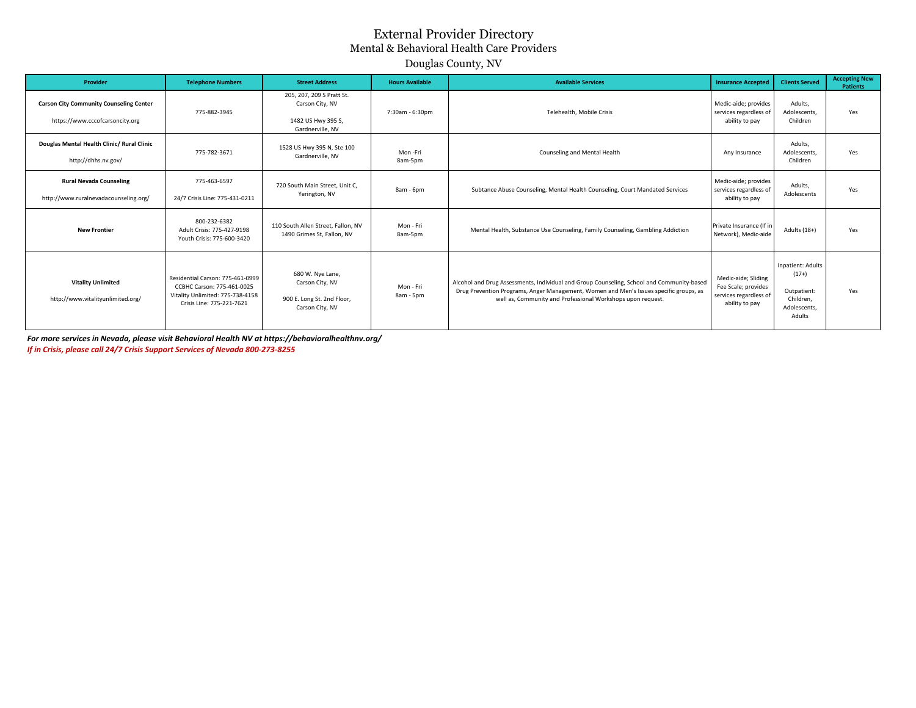# External Provider Directory

## Mental & Behavioral Health Care Providers

## Douglas County, NV

| Provider | Telephone Numbers | Street Address | Hours Available | Available Services | Insurance Accepted | Clients Served | Accepting New Patients |
|---|---|---|---|---|---|---|---|
| **Carson City Community Counseling Center** https://www.cccofcarsoncity.org | 775-882-3945 | 205, 207, 209 S Pratt St. Carson City, NV 1482 US Hwy 395 S, Gardnerville, NV | 7:30am - 6:30pm | Telehealth, Mobile Crisis | Medic-aide; provides services regardless of ability to pay | Adults, Adolescents, Children | Yes |
| **Douglas Mental Health Clinic/ Rural Clinic** http://dhhs.nv.gov/ | 775-782-3671 | 1528 US Hwy 395 N, Ste 100 Gardnerville, NV | Mon -Fri 8am-5pm | Counseling and Mental Health | Any Insurance | Adults, Adolescents, Children | Yes |
| **Rural Nevada Counseling** http://www.ruralnevadacounseling.org/ | 775-463-6597 24/7 Crisis Line: 775-431-0211 | 720 South Main Street, Unit C, Yerington, NV | 8am - 6pm | Subtance Abuse Counseling, Mental Health Counseling, Court Mandated Services | Medic-aide; provides services regardless of ability to pay | Adults, Adolescents | Yes |
| **New Frontier** | 800-232-6382 Adult Crisis: 775-427-9198 Youth Crisis: 775-600-3420 | 110 South Allen Street, Fallon, NV 1490 Grimes St, Fallon, NV | Mon - Fri 8am-5pm | Mental Health, Substance Use Counseling, Family Counseling, Gambling Addiction | Private Insurance (If in Network), Medic-aide | Adults (18+) | Yes |
| **Vitality Unlimited** http://www.vitalityunlimited.org/ | Residential Carson: 775-461-0999 CCBHC Carson: 775-461-0025 Vitality Unlimited: 775-738-4158 Crisis Line: 775-221-7621 | 680 W. Nye Lane, Carson City, NV 900 E. Long St. 2nd Floor, Carson City, NV | Mon - Fri 8am - 5pm | Alcohol and Drug Assessments, Individual and Group Counseling, School and Community-based Drug Prevention Programs, Anger Management, Women and Men's Issues specific groups, as well as, Community and Professional Workshops upon request. | Medic-aide; Sliding Fee Scale; provides services regardless of ability to pay | Inpatient: Adults (17+) Outpatient: Children, Adolescents, Adults | Yes |

***For more services in Nevada, please visit Behavioral Health NV at https://behavioralhealthnv.org/***

***If in Crisis, please call 24/7 Crisis Support Services of Nevada 800-273-8255***